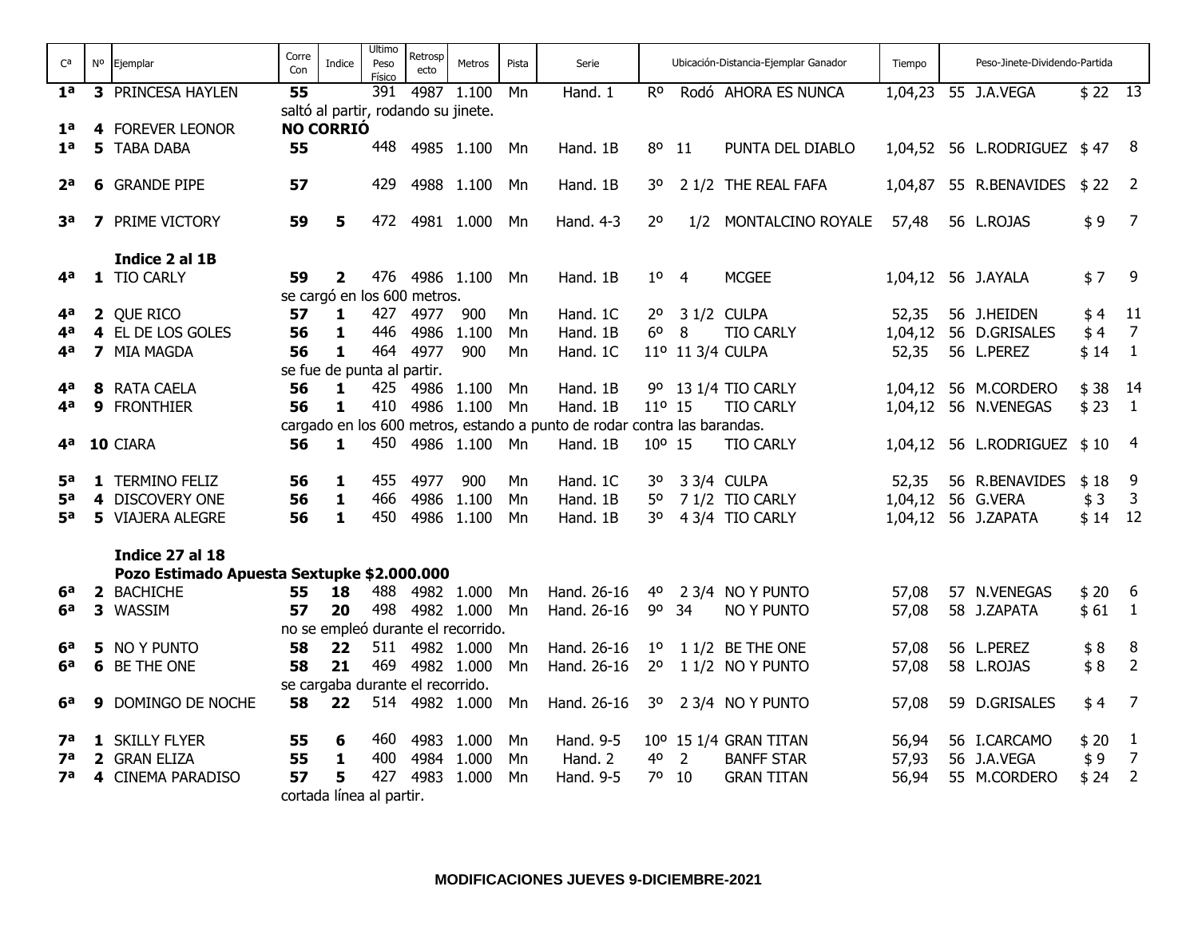| Cª | Nº | Ejemplar | Corre Con | Indice | Ultimo Peso Físico | Retrospecto | Metros | Pista | Serie | Ubicación-Distancia-Ejemplar Ganador | | | Tiempo | Peso-Jinete-Dividendo-Partida | | | |
|---|---|---|---|---|---|---|---|---|---|---|---|---|---|---|---|---|---|
| **1ª** | **3** | PRINCESA HAYLEN | **55** | | 391 | 4987 | 1.100 | Mn | Hand. 1 | Rº | Rodó | AHORA ES NUNCA | 1,04,23 | 55 | J.A.VEGA | $ 22 | 13 |
| | | | saltó al partir, rodando su jinete. | | | | | | | | | | | | | | |
| **1ª** | **4** | FOREVER LEONOR | **NO CORRIÓ** | | | | | | | | | | | | | | |
| **1ª** | **5** | TABA DABA | **55** | | 448 | 4985 | 1.100 | Mn | Hand. 1B | 8º | 11 | PUNTA DEL DIABLO | 1,04,52 | 56 | L.RODRIGUEZ | $ 47 | 8 |
| **2ª** | **6** | GRANDE PIPE | **57** | | 429 | 4988 | 1.100 | Mn | Hand. 1B | 3º | 2 1/2 | THE REAL FAFA | 1,04,87 | 55 | R.BENAVIDES | $ 22 | 2 |
| **3ª** | **7** | PRIME VICTORY | **59** | **5** | 472 | 4981 | 1.000 | Mn | Hand. 4-3 | 2º | 1/2 | MONTALCINO ROYALE | 57,48 | 56 | L.ROJAS | $ 9 | 7 |
| | | **Indice 2 al 1B** | | | | | | | | | | | | | | | |
| **4ª** | **1** | TIO CARLY | **59** | **2** | 476 | 4986 | 1.100 | Mn | Hand. 1B | 1º | 4 | MCGEE | 1,04,12 | 56 | J.AYALA | $ 7 | 9 |
| | | | se cargó en los 600 metros. | | | | | | | | | | | | | | |
| **4ª** | **2** | QUE RICO | **57** | **1** | 427 | 4977 | 900 | Mn | Hand. 1C | 2º | 3 1/2 | CULPA | 52,35 | 56 | J.HEIDEN | $ 4 | 11 |
| **4ª** | **4** | EL DE LOS GOLES | **56** | **1** | 446 | 4986 | 1.100 | Mn | Hand. 1B | 6º | 8 | TIO CARLY | 1,04,12 | 56 | D.GRISALES | $ 4 | 7 |
| **4ª** | **7** | MIA MAGDA | **56** | **1** | 464 | 4977 | 900 | Mn | Hand. 1C | 11º | 11 3/4 | CULPA | 52,35 | 56 | L.PEREZ | $ 14 | 1 |
| | | | se fue de punta al partir. | | | | | | | | | | | | | | |
| **4ª** | **8** | RATA CAELA | **56** | **1** | 425 | 4986 | 1.100 | Mn | Hand. 1B | 9º | 13 1/4 | TIO CARLY | 1,04,12 | 56 | M.CORDERO | $ 38 | 14 |
| **4ª** | **9** | FRONTHIER | **56** | **1** | 410 | 4986 | 1.100 | Mn | Hand. 1B | 11º | 15 | TIO CARLY | 1,04,12 | 56 | N.VENEGAS | $ 23 | 1 |
| | | | cargado en los 600 metros, estando a punto de rodar contra las barandas. | | | | | | | | | | | | | | |
| **4ª** | **10** | CIARA | **56** | **1** | 450 | 4986 | 1.100 | Mn | Hand. 1B | 10º | 15 | TIO CARLY | 1,04,12 | 56 | L.RODRIGUEZ | $ 10 | 4 |
| **5ª** | **1** | TERMINO FELIZ | **56** | **1** | 455 | 4977 | 900 | Mn | Hand. 1C | 3º | 3 3/4 | CULPA | 52,35 | 56 | R.BENAVIDES | $ 18 | 9 |
| **5ª** | **4** | DISCOVERY ONE | **56** | **1** | 466 | 4986 | 1.100 | Mn | Hand. 1B | 5º | 7 1/2 | TIO CARLY | 1,04,12 | 56 | G.VERA | $ 3 | 3 |
| **5ª** | **5** | VIAJERA ALEGRE | **56** | **1** | 450 | 4986 | 1.100 | Mn | Hand. 1B | 3º | 4 3/4 | TIO CARLY | 1,04,12 | 56 | J.ZAPATA | $ 14 | 12 |
| | | **Indice 27 al 18** | | | | | | | | | | | | | | | |
| | | **Pozo Estimado Apuesta Sextupke $2.000.000** | | | | | | | | | | | | | | | |
| **6ª** | **2** | BACHICHE | **55** | **18** | 488 | 4982 | 1.000 | Mn | Hand. 26-16 | 4º | 2 3/4 | NO Y PUNTO | 57,08 | 57 | N.VENEGAS | $ 20 | 6 |
| **6ª** | **3** | WASSIM | **57** | **20** | 498 | 4982 | 1.000 | Mn | Hand. 26-16 | 9º | 34 | NO Y PUNTO | 57,08 | 58 | J.ZAPATA | $ 61 | 1 |
| | | | no se empleó durante el recorrido. | | | | | | | | | | | | | | |
| **6ª** | **5** | NO Y PUNTO | **58** | **22** | 511 | 4982 | 1.000 | Mn | Hand. 26-16 | 1º | 1 1/2 | BE THE ONE | 57,08 | 56 | L.PEREZ | $ 8 | 8 |
| **6ª** | **6** | BE THE ONE | **58** | **21** | 469 | 4982 | 1.000 | Mn | Hand. 26-16 | 2º | 1 1/2 | NO Y PUNTO | 57,08 | 58 | L.ROJAS | $ 8 | 2 |
| | | | se cargaba durante el recorrido. | | | | | | | | | | | | | | |
| **6ª** | **9** | DOMINGO DE NOCHE | **58** | **22** | 514 | 4982 | 1.000 | Mn | Hand. 26-16 | 3º | 2 3/4 | NO Y PUNTO | 57,08 | 59 | D.GRISALES | $ 4 | 7 |
| **7ª** | **1** | SKILLY FLYER | **55** | **6** | 460 | 4983 | 1.000 | Mn | Hand. 9-5 | 10º | 15 1/4 | GRAN TITAN | 56,94 | 56 | I.CARCAMO | $ 20 | 1 |
| **7ª** | **2** | GRAN ELIZA | **55** | **1** | 400 | 4984 | 1.000 | Mn | Hand. 2 | 4º | 2 | BANFF STAR | 57,93 | 56 | J.A.VEGA | $ 9 | 7 |
| **7ª** | **4** | CINEMA PARADISO | **57** | **5** | 427 | 4983 | 1.000 | Mn | Hand. 9-5 | 7º | 10 | GRAN TITAN | 56,94 | 55 | M.CORDERO | $ 24 | 2 |
| | | | cortada línea al partir. | | | | | | | | | | | | | | |

**MODIFICACIONES JUEVES 9-DICIEMBRE-2021**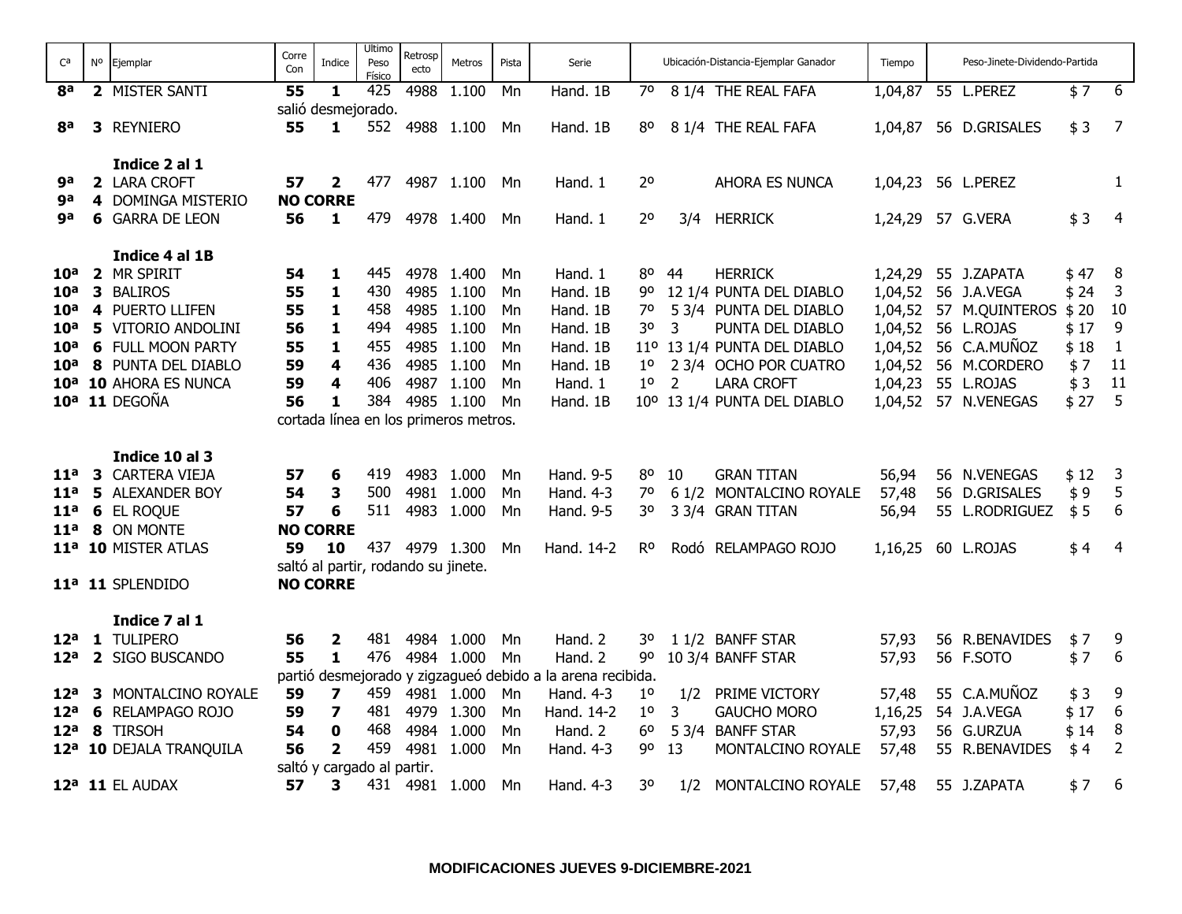| Cª | Nº | Ejemplar | Corre Con | Indice | Ultimo Peso Físico | Retrospecto | Metros | Pista | Serie | Ubicación-Distancia-Ejemplar Ganador | | | Tiempo | Peso-Jinete-Dividendo-Partida | | | |
|---|---|---|---|---|---|---|---|---|---|---|---|---|---|---|---|---|---|
| **8ª** | **2** | MISTER SANTI | **55** | **1** | 425 | 4988 | 1.100 | Mn | Hand. 1B | 7º | 8 1/4 | THE REAL FAFA | 1,04,87 | 55 | L.PEREZ | $ 7 | 6 |
| | | | salió desmejorado. | | | | | | | | | | | | | | |
| **8ª** | **3** | REYNIERO | **55** | **1** | 552 | 4988 | 1.100 | Mn | Hand. 1B | 8º | 8 1/4 | THE REAL FAFA | 1,04,87 | 56 | D.GRISALES | $ 3 | 7 |
| | | **Indice 2 al 1** | | | | | | | | | | | | | | | |
| **9ª** | **2** | LARA CROFT | **57** | **2** | 477 | 4987 | 1.100 | Mn | Hand. 1 | 2º | | AHORA ES NUNCA | 1,04,23 | 56 | L.PEREZ | | 1 |
| **9ª** | **4** | DOMINGA MISTERIO | **NO CORRE** | | | | | | | | | | | | | | |
| **9ª** | **6** | GARRA DE LEON | **56** | **1** | 479 | 4978 | 1.400 | Mn | Hand. 1 | 2º | 3/4 | HERRICK | 1,24,29 | 57 | G.VERA | $ 3 | 4 |
| | | **Indice 4 al 1B** | | | | | | | | | | | | | | | |
| **10ª** | **2** | MR SPIRIT | **54** | **1** | 445 | 4978 | 1.400 | Mn | Hand. 1 | 8º | 44 | HERRICK | 1,24,29 | 55 | J.ZAPATA | $ 47 | 8 |
| **10ª** | **3** | BALIROS | **55** | **1** | 430 | 4985 | 1.100 | Mn | Hand. 1B | 9º | 12 1/4 | PUNTA DEL DIABLO | 1,04,52 | 56 | J.A.VEGA | $ 24 | 3 |
| **10ª** | **4** | PUERTO LLIFEN | **55** | **1** | 458 | 4985 | 1.100 | Mn | Hand. 1B | 7º | 5 3/4 | PUNTA DEL DIABLO | 1,04,52 | 57 | M.QUINTEROS | $ 20 | 10 |
| **10ª** | **5** | VITORIO ANDOLINI | **56** | **1** | 494 | 4985 | 1.100 | Mn | Hand. 1B | 3º | 3 | PUNTA DEL DIABLO | 1,04,52 | 56 | L.ROJAS | $ 17 | 9 |
| **10ª** | **6** | FULL MOON PARTY | **55** | **1** | 455 | 4985 | 1.100 | Mn | Hand. 1B | 11º | 13 1/4 | PUNTA DEL DIABLO | 1,04,52 | 56 | C.A.MUÑOZ | $ 18 | 1 |
| **10ª** | **8** | PUNTA DEL DIABLO | **59** | **4** | 436 | 4985 | 1.100 | Mn | Hand. 1B | 1º | 2 3/4 | OCHO POR CUATRO | 1,04,52 | 56 | M.CORDERO | $ 7 | 11 |
| **10ª** | **10** | AHORA ES NUNCA | **59** | **4** | 406 | 4987 | 1.100 | Mn | Hand. 1 | 1º | 2 | LARA CROFT | 1,04,23 | 55 | L.ROJAS | $ 3 | 11 |
| **10ª** | **11** | DEGOÑA | **56** | **1** | 384 | 4985 | 1.100 | Mn | Hand. 1B | 10º | 13 1/4 | PUNTA DEL DIABLO | 1,04,52 | 57 | N.VENEGAS | $ 27 | 5 |
| | | | cortada línea en los primeros metros. | | | | | | | | | | | | | | |
| | | **Indice 10 al 3** | | | | | | | | | | | | | | | |
| **11ª** | **3** | CARTERA VIEJA | **57** | **6** | 419 | 4983 | 1.000 | Mn | Hand. 9-5 | 8º | 10 | GRAN TITAN | 56,94 | 56 | N.VENEGAS | $ 12 | 3 |
| **11ª** | **5** | ALEXANDER BOY | **54** | **3** | 500 | 4981 | 1.000 | Mn | Hand. 4-3 | 7º | 6 1/2 | MONTALCINO ROYALE | 57,48 | 56 | D.GRISALES | $ 9 | 5 |
| **11ª** | **6** | EL ROQUE | **57** | **6** | 511 | 4983 | 1.000 | Mn | Hand. 9-5 | 3º | 3 3/4 | GRAN TITAN | 56,94 | 55 | L.RODRIGUEZ | $ 5 | 6 |
| **11ª** | **8** | ON MONTE | **NO CORRE** | | | | | | | | | | | | | | |
| **11ª** | **10** | MISTER ATLAS | **59** | **10** | 437 | 4979 | 1.300 | Mn | Hand. 14-2 | Rº | Rodó | RELAMPAGO ROJO | 1,16,25 | 60 | L.ROJAS | $ 4 | 4 |
| | | | saltó al partir, rodando su jinete. | | | | | | | | | | | | | | |
| **11ª** | **11** | SPLENDIDO | **NO CORRE** | | | | | | | | | | | | | | |
| | | **Indice 7 al 1** | | | | | | | | | | | | | | | |
| **12ª** | **1** | TULIPERO | **56** | **2** | 481 | 4984 | 1.000 | Mn | Hand. 2 | 3º | 1 1/2 | BANFF STAR | 57,93 | 56 | R.BENAVIDES | $ 7 | 9 |
| **12ª** | **2** | SIGO BUSCANDO | **55** | **1** | 476 | 4984 | 1.000 | Mn | Hand. 2 | 9º | 10 3/4 | BANFF STAR | 57,93 | 56 | F.SOTO | $ 7 | 6 |
| | | | partió desmejorado y zigzagueó debido a la arena recibida. | | | | | | | | | | | | | | |
| **12ª** | **3** | MONTALCINO ROYALE | **59** | **7** | 459 | 4981 | 1.000 | Mn | Hand. 4-3 | 1º | 1/2 | PRIME VICTORY | 57,48 | 55 | C.A.MUÑOZ | $ 3 | 9 |
| **12ª** | **6** | RELAMPAGO ROJO | **59** | **7** | 481 | 4979 | 1.300 | Mn | Hand. 14-2 | 1º | 3 | GAUCHO MORO | 1,16,25 | 54 | J.A.VEGA | $ 17 | 6 |
| **12ª** | **8** | TIRSOH | **54** | **0** | 468 | 4984 | 1.000 | Mn | Hand. 2 | 6º | 5 3/4 | BANFF STAR | 57,93 | 56 | G.URZUA | $ 14 | 8 |
| **12ª** | **10** | DEJALA TRANQUILA | **56** | **2** | 459 | 4981 | 1.000 | Mn | Hand. 4-3 | 9º | 13 | MONTALCINO ROYALE | 57,48 | 55 | R.BENAVIDES | $ 4 | 2 |
| | | | saltó y cargado al partir. | | | | | | | | | | | | | | |
| **12ª** | **11** | EL AUDAX | **57** | **3** | 431 | 4981 | 1.000 | Mn | Hand. 4-3 | 3º | 1/2 | MONTALCINO ROYALE | 57,48 | 55 | J.ZAPATA | $ 7 | 6 |

**MODIFICACIONES JUEVES 9-DICIEMBRE-2021**